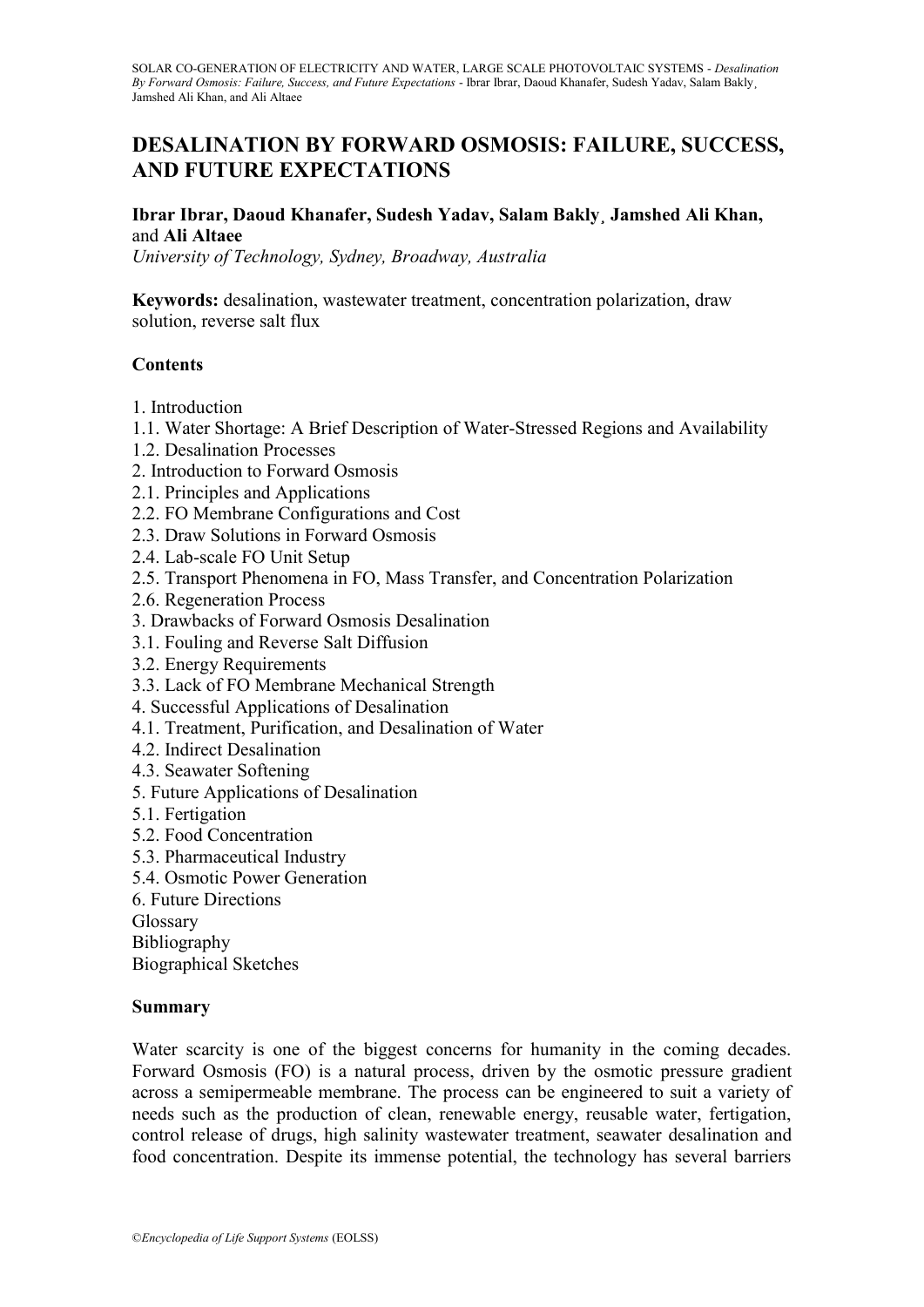# DESALINATION BY FORWARD OSMOSIS: FAILURE, SUCCESS, AND FUTURE EXPECTATIONS

**Ibrar Ibrar, Daoud Khanafer, Sudesh Yadav, Salam Bakly¸ Jamshed Ali Khan,** and **Ali Altaee**

*University of Technology, Sydney, Broadway, Australia*

**Keywords:** desalination, wastewater treatment, concentration polarization, draw solution, reverse salt flux

## Contents

1. Introduction
1.1. Water Shortage: A Brief Description of Water-Stressed Regions and Availability
1.2. Desalination Processes
2. Introduction to Forward Osmosis
2.1. Principles and Applications
2.2. FO Membrane Configurations and Cost
2.3. Draw Solutions in Forward Osmosis
2.4. Lab-scale FO Unit Setup
2.5. Transport Phenomena in FO, Mass Transfer, and Concentration Polarization
2.6. Regeneration Process
3. Drawbacks of Forward Osmosis Desalination
3.1. Fouling and Reverse Salt Diffusion
3.2. Energy Requirements
3.3. Lack of FO Membrane Mechanical Strength
4. Successful Applications of Desalination
4.1. Treatment, Purification, and Desalination of Water
4.2. Indirect Desalination
4.3. Seawater Softening
5. Future Applications of Desalination
5.1. Fertigation
5.2. Food Concentration
5.3. Pharmaceutical Industry
5.4. Osmotic Power Generation
6. Future Directions
Glossary
Bibliography
Biographical Sketches

## Summary

Water scarcity is one of the biggest concerns for humanity in the coming decades. Forward Osmosis (FO) is a natural process, driven by the osmotic pressure gradient across a semipermeable membrane. The process can be engineered to suit a variety of needs such as the production of clean, renewable energy, reusable water, fertigation, control release of drugs, high salinity wastewater treatment, seawater desalination and food concentration. Despite its immense potential, the technology has several barriers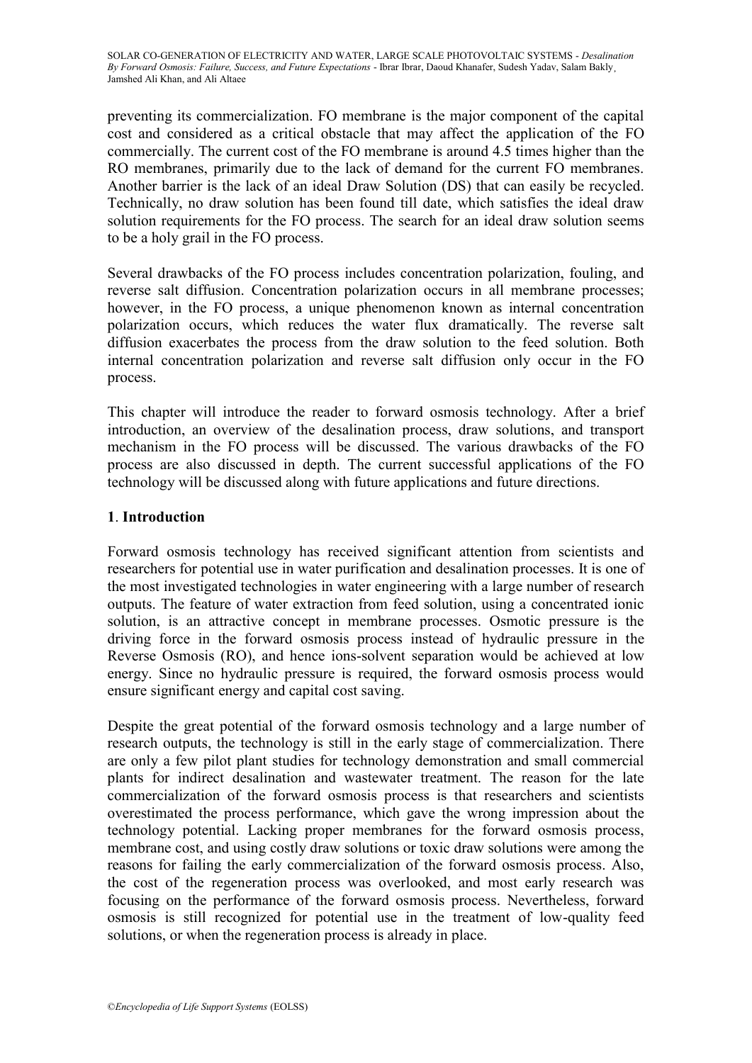preventing its commercialization. FO membrane is the major component of the capital cost and considered as a critical obstacle that may affect the application of the FO commercially. The current cost of the FO membrane is around 4.5 times higher than the RO membranes, primarily due to the lack of demand for the current FO membranes. Another barrier is the lack of an ideal Draw Solution (DS) that can easily be recycled. Technically, no draw solution has been found till date, which satisfies the ideal draw solution requirements for the FO process. The search for an ideal draw solution seems to be a holy grail in the FO process.

Several drawbacks of the FO process includes concentration polarization, fouling, and reverse salt diffusion. Concentration polarization occurs in all membrane processes; however, in the FO process, a unique phenomenon known as internal concentration polarization occurs, which reduces the water flux dramatically. The reverse salt diffusion exacerbates the process from the draw solution to the feed solution. Both internal concentration polarization and reverse salt diffusion only occur in the FO process.

This chapter will introduce the reader to forward osmosis technology. After a brief introduction, an overview of the desalination process, draw solutions, and transport mechanism in the FO process will be discussed. The various drawbacks of the FO process are also discussed in depth. The current successful applications of the FO technology will be discussed along with future applications and future directions.

## 1. Introduction

Forward osmosis technology has received significant attention from scientists and researchers for potential use in water purification and desalination processes. It is one of the most investigated technologies in water engineering with a large number of research outputs. The feature of water extraction from feed solution, using a concentrated ionic solution, is an attractive concept in membrane processes. Osmotic pressure is the driving force in the forward osmosis process instead of hydraulic pressure in the Reverse Osmosis (RO), and hence ions-solvent separation would be achieved at low energy. Since no hydraulic pressure is required, the forward osmosis process would ensure significant energy and capital cost saving.

Despite the great potential of the forward osmosis technology and a large number of research outputs, the technology is still in the early stage of commercialization. There are only a few pilot plant studies for technology demonstration and small commercial plants for indirect desalination and wastewater treatment. The reason for the late commercialization of the forward osmosis process is that researchers and scientists overestimated the process performance, which gave the wrong impression about the technology potential. Lacking proper membranes for the forward osmosis process, membrane cost, and using costly draw solutions or toxic draw solutions were among the reasons for failing the early commercialization of the forward osmosis process. Also, the cost of the regeneration process was overlooked, and most early research was focusing on the performance of the forward osmosis process. Nevertheless, forward osmosis is still recognized for potential use in the treatment of low-quality feed solutions, or when the regeneration process is already in place.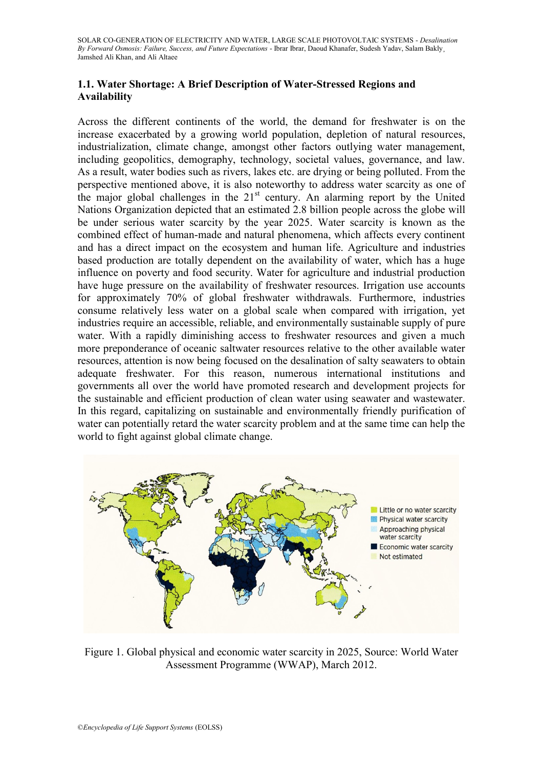## 1.1. Water Shortage: A Brief Description of Water-Stressed Regions and Availability

Across the different continents of the world, the demand for freshwater is on the increase exacerbated by a growing world population, depletion of natural resources, industrialization, climate change, amongst other factors outlying water management, including geopolitics, demography, technology, societal values, governance, and law. As a result, water bodies such as rivers, lakes etc. are drying or being polluted. From the perspective mentioned above, it is also noteworthy to address water scarcity as one of the major global challenges in the 21st century. An alarming report by the United Nations Organization depicted that an estimated 2.8 billion people across the globe will be under serious water scarcity by the year 2025. Water scarcity is known as the combined effect of human-made and natural phenomena, which affects every continent and has a direct impact on the ecosystem and human life. Agriculture and industries based production are totally dependent on the availability of water, which has a huge influence on poverty and food security. Water for agriculture and industrial production have huge pressure on the availability of freshwater resources. Irrigation use accounts for approximately 70% of global freshwater withdrawals. Furthermore, industries consume relatively less water on a global scale when compared with irrigation, yet industries require an accessible, reliable, and environmentally sustainable supply of pure water. With a rapidly diminishing access to freshwater resources and given a much more preponderance of oceanic saltwater resources relative to the other available water resources, attention is now being focused on the desalination of salty seawaters to obtain adequate freshwater. For this reason, numerous international institutions and governments all over the world have promoted research and development projects for the sustainable and efficient production of clean water using seawater and wastewater. In this regard, capitalizing on sustainable and environmentally friendly purification of water can potentially retard the water scarcity problem and at the same time can help the world to fight against global climate change.

Figure 1. Global physical and economic water scarcity in 2025, Source: World Water Assessment Programme (WWAP), March 2012.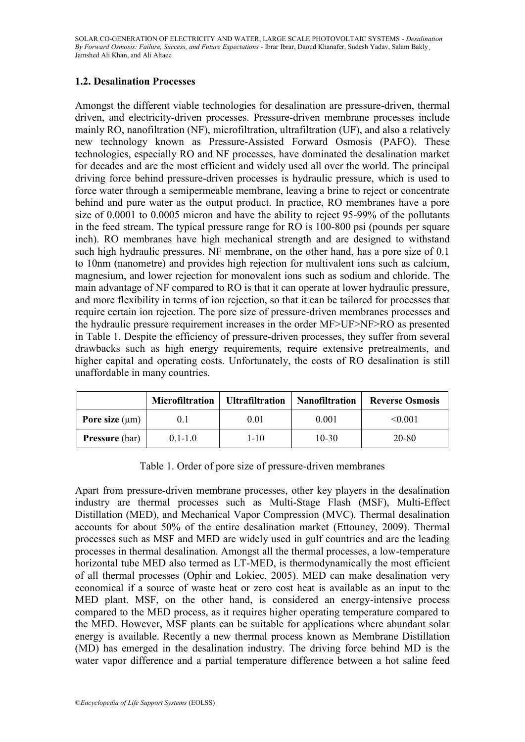### 1.2. Desalination Processes

Amongst the different viable technologies for desalination are pressure-driven, thermal driven, and electricity-driven processes. Pressure-driven membrane processes include mainly RO, nanofiltration (NF), microfiltration, ultrafiltration (UF), and also a relatively new technology known as Pressure-Assisted Forward Osmosis (PAFO). These technologies, especially RO and NF processes, have dominated the desalination market for decades and are the most efficient and widely used all over the world. The principal driving force behind pressure-driven processes is hydraulic pressure, which is used to force water through a semipermeable membrane, leaving a brine to reject or concentrate behind and pure water as the output product. In practice, RO membranes have a pore size of 0.0001 to 0.0005 micron and have the ability to reject 95-99% of the pollutants in the feed stream. The typical pressure range for RO is 100-800 psi (pounds per square inch). RO membranes have high mechanical strength and are designed to withstand such high hydraulic pressures. NF membrane, on the other hand, has a pore size of 0.1 to 10nm (nanometre) and provides high rejection for multivalent ions such as calcium, magnesium, and lower rejection for monovalent ions such as sodium and chloride. The main advantage of NF compared to RO is that it can operate at lower hydraulic pressure, and more flexibility in terms of ion rejection, so that it can be tailored for processes that require certain ion rejection. The pore size of pressure-driven membranes processes and the hydraulic pressure requirement increases in the order MF>UF>NF>RO as presented in Table 1. Despite the efficiency of pressure-driven processes, they suffer from several drawbacks such as high energy requirements, require extensive pretreatments, and higher capital and operating costs. Unfortunately, the costs of RO desalination is still unaffordable in many countries.

| | Microfiltration | Ultrafiltration | Nanofiltration | Reverse Osmosis |
|---|---|---|---|---|
| **Pore size** (μm) | 0.1 | 0.01 | 0.001 | <0.001 |
| **Pressure** (bar) | 0.1-1.0 | 1-10 | 10-30 | 20-80 |

Table 1. Order of pore size of pressure-driven membranes

Apart from pressure-driven membrane processes, other key players in the desalination industry are thermal processes such as Multi-Stage Flash (MSF), Multi-Effect Distillation (MED), and Mechanical Vapor Compression (MVC). Thermal desalination accounts for about 50% of the entire desalination market (Ettouney, 2009). Thermal processes such as MSF and MED are widely used in gulf countries and are the leading processes in thermal desalination. Amongst all the thermal processes, a low-temperature horizontal tube MED also termed as LT-MED, is thermodynamically the most efficient of all thermal processes (Ophir and Lokiec, 2005). MED can make desalination very economical if a source of waste heat or zero cost heat is available as an input to the MED plant. MSF, on the other hand, is considered an energy-intensive process compared to the MED process, as it requires higher operating temperature compared to the MED. However, MSF plants can be suitable for applications where abundant solar energy is available. Recently a new thermal process known as Membrane Distillation (MD) has emerged in the desalination industry. The driving force behind MD is the water vapor difference and a partial temperature difference between a hot saline feed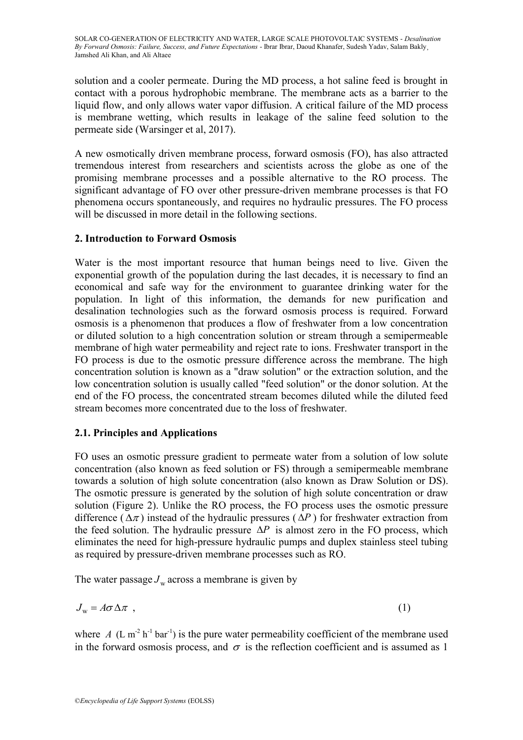solution and a cooler permeate. During the MD process, a hot saline feed is brought in contact with a porous hydrophobic membrane. The membrane acts as a barrier to the liquid flow, and only allows water vapor diffusion. A critical failure of the MD process is membrane wetting, which results in leakage of the saline feed solution to the permeate side (Warsinger et al, 2017).

A new osmotically driven membrane process, forward osmosis (FO), has also attracted tremendous interest from researchers and scientists across the globe as one of the promising membrane processes and a possible alternative to the RO process. The significant advantage of FO over other pressure-driven membrane processes is that FO phenomena occurs spontaneously, and requires no hydraulic pressures. The FO process will be discussed in more detail in the following sections.

## 2. Introduction to Forward Osmosis

Water is the most important resource that human beings need to live. Given the exponential growth of the population during the last decades, it is necessary to find an economical and safe way for the environment to guarantee drinking water for the population. In light of this information, the demands for new purification and desalination technologies such as the forward osmosis process is required. Forward osmosis is a phenomenon that produces a flow of freshwater from a low concentration or diluted solution to a high concentration solution or stream through a semipermeable membrane of high water permeability and reject rate to ions. Freshwater transport in the FO process is due to the osmotic pressure difference across the membrane. The high concentration solution is known as a "draw solution" or the extraction solution, and the low concentration solution is usually called "feed solution" or the donor solution. At the end of the FO process, the concentrated stream becomes diluted while the diluted feed stream becomes more concentrated due to the loss of freshwater.

### 2.1. Principles and Applications

FO uses an osmotic pressure gradient to permeate water from a solution of low solute concentration (also known as feed solution or FS) through a semipermeable membrane towards a solution of high solute concentration (also known as Draw Solution or DS). The osmotic pressure is generated by the solution of high solute concentration or draw solution (Figure 2). Unlike the RO process, the FO process uses the osmotic pressure difference ($\Delta\pi$) instead of the hydraulic pressures ($\Delta P$) for freshwater extraction from the feed solution. The hydraulic pressure $\Delta P$ is almost zero in the FO process, which eliminates the need for high-pressure hydraulic pumps and duplex stainless steel tubing as required by pressure-driven membrane processes such as RO.

The water passage $J_w$ across a membrane is given by

$$J_w = A\sigma\Delta\pi \ , \tag{1}$$

where $A$ (L m$^{-2}$ h$^{-1}$ bar$^{-1}$) is the pure water permeability coefficient of the membrane used in the forward osmosis process, and $\sigma$ is the reflection coefficient and is assumed as 1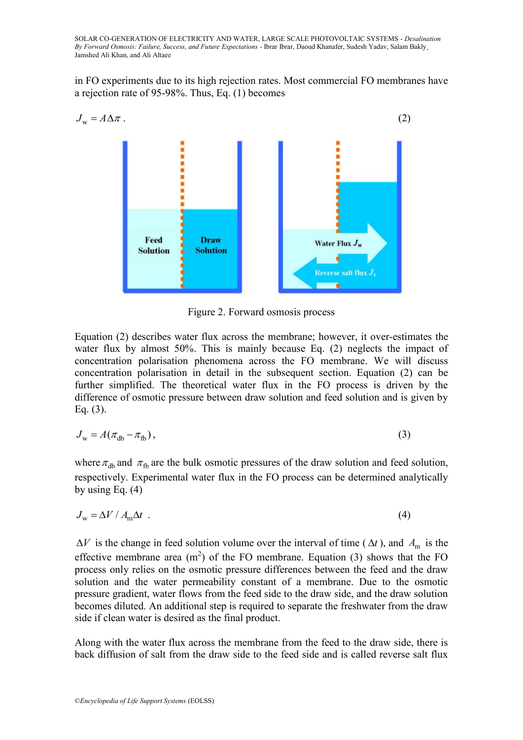in FO experiments due to its high rejection rates. Most commercial FO membranes have a rejection rate of 95-98%. Thus, Eq. (1) becomes

$$J_w = A\Delta\pi \,. \tag{2}$$

Figure 2. Forward osmosis process

Equation (2) describes water flux across the membrane; however, it over-estimates the water flux by almost 50%. This is mainly because Eq. (2) neglects the impact of concentration polarisation phenomena across the FO membrane. We will discuss concentration polarisation in detail in the subsequent section. Equation (2) can be further simplified. The theoretical water flux in the FO process is driven by the difference of osmotic pressure between draw solution and feed solution and is given by Eq. (3).

$$J_w = A(\pi_{db} - \pi_{fb})\,, \tag{3}$$

where $\pi_{db}$ and $\pi_{fb}$ are the bulk osmotic pressures of the draw solution and feed solution, respectively. Experimental water flux in the FO process can be determined analytically by using Eq. (4)

$$J_w = \Delta V / A_m \Delta t \,. \tag{4}$$

$\Delta V$ is the change in feed solution volume over the interval of time ($\Delta t$), and $A_m$ is the effective membrane area ($m^2$) of the FO membrane. Equation (3) shows that the FO process only relies on the osmotic pressure differences between the feed and the draw solution and the water permeability constant of a membrane. Due to the osmotic pressure gradient, water flows from the feed side to the draw side, and the draw solution becomes diluted. An additional step is required to separate the freshwater from the draw side if clean water is desired as the final product.

Along with the water flux across the membrane from the feed to the draw side, there is back diffusion of salt from the draw side to the feed side and is called reverse salt flux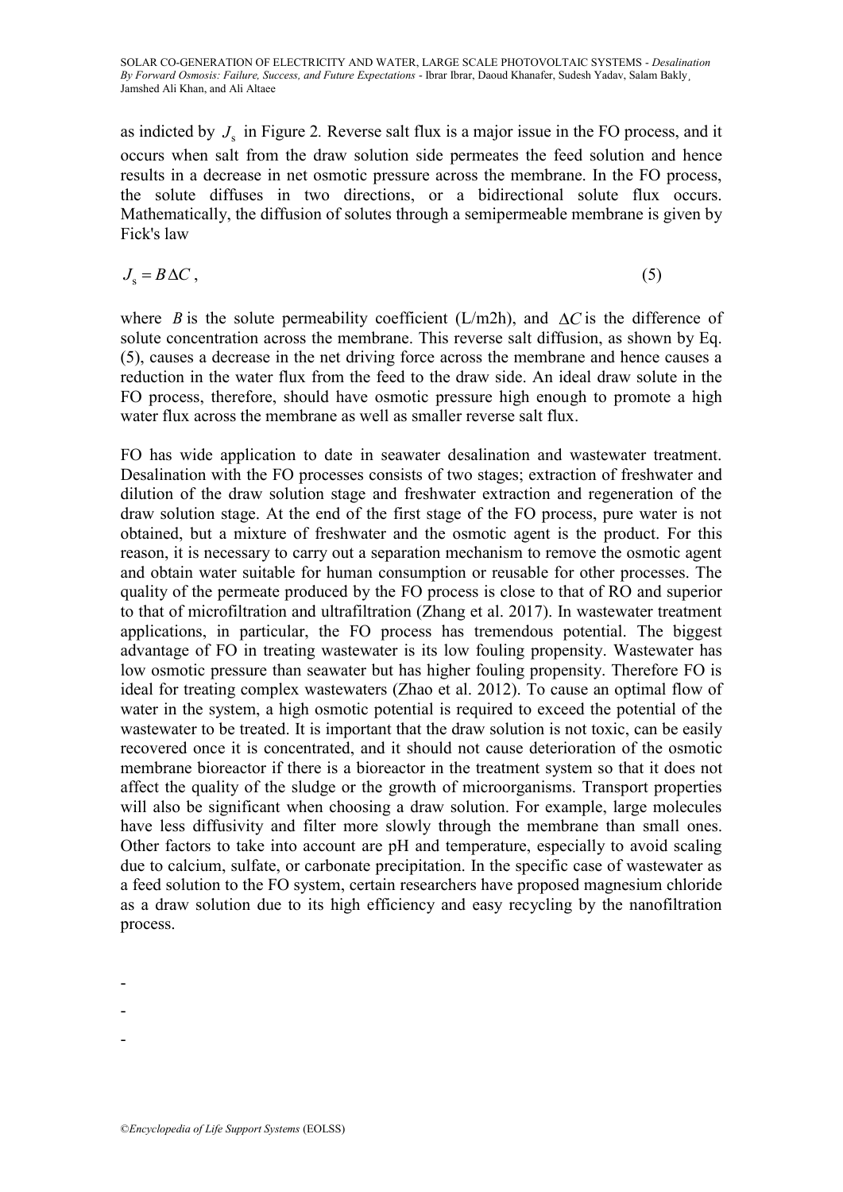as indicted by $J_s$ in Figure 2. Reverse salt flux is a major issue in the FO process, and it occurs when salt from the draw solution side permeates the feed solution and hence results in a decrease in net osmotic pressure across the membrane. In the FO process, the solute diffuses in two directions, or a bidirectional solute flux occurs. Mathematically, the diffusion of solutes through a semipermeable membrane is given by Fick's law

$$J_s = B\Delta C \,, \tag{5}$$

where $B$ is the solute permeability coefficient (L/m2h), and $\Delta C$ is the difference of solute concentration across the membrane. This reverse salt diffusion, as shown by Eq. (5), causes a decrease in the net driving force across the membrane and hence causes a reduction in the water flux from the feed to the draw side. An ideal draw solute in the FO process, therefore, should have osmotic pressure high enough to promote a high water flux across the membrane as well as smaller reverse salt flux.

FO has wide application to date in seawater desalination and wastewater treatment. Desalination with the FO processes consists of two stages; extraction of freshwater and dilution of the draw solution stage and freshwater extraction and regeneration of the draw solution stage. At the end of the first stage of the FO process, pure water is not obtained, but a mixture of freshwater and the osmotic agent is the product. For this reason, it is necessary to carry out a separation mechanism to remove the osmotic agent and obtain water suitable for human consumption or reusable for other processes. The quality of the permeate produced by the FO process is close to that of RO and superior to that of microfiltration and ultrafiltration (Zhang et al. 2017). In wastewater treatment applications, in particular, the FO process has tremendous potential. The biggest advantage of FO in treating wastewater is its low fouling propensity. Wastewater has low osmotic pressure than seawater but has higher fouling propensity. Therefore FO is ideal for treating complex wastewaters (Zhao et al. 2012). To cause an optimal flow of water in the system, a high osmotic potential is required to exceed the potential of the wastewater to be treated. It is important that the draw solution is not toxic, can be easily recovered once it is concentrated, and it should not cause deterioration of the osmotic membrane bioreactor if there is a bioreactor in the treatment system so that it does not affect the quality of the sludge or the growth of microorganisms. Transport properties will also be significant when choosing a draw solution. For example, large molecules have less diffusivity and filter more slowly through the membrane than small ones. Other factors to take into account are pH and temperature, especially to avoid scaling due to calcium, sulfate, or carbonate precipitation. In the specific case of wastewater as a feed solution to the FO system, certain researchers have proposed magnesium chloride as a draw solution due to its high efficiency and easy recycling by the nanofiltration process.

-
-
-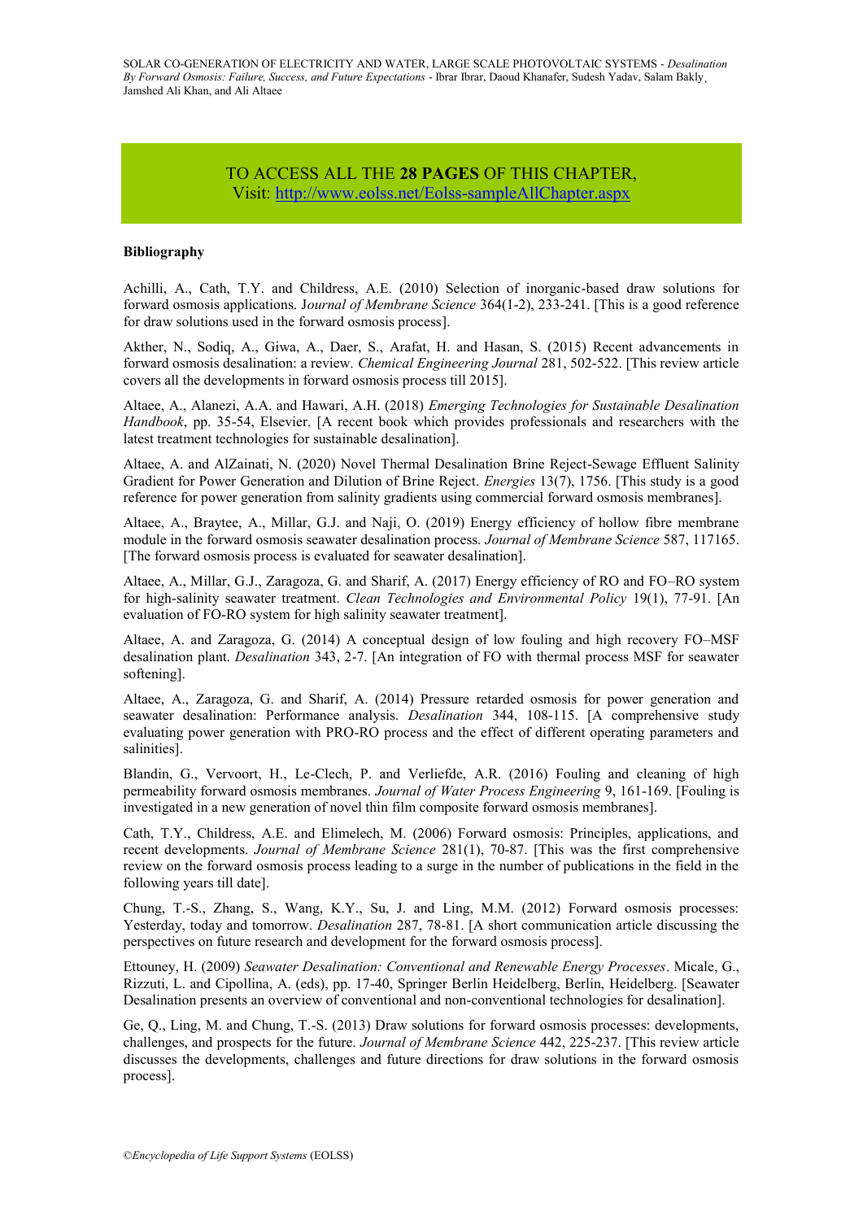TO ACCESS ALL THE **28 PAGES** OF THIS CHAPTER,
Visit: http://www.eolss.net/Eolss-sampleAllChapter.aspx

**Bibliography**

Achilli, A., Cath, T.Y. and Childress, A.E. (2010) Selection of inorganic-based draw solutions for forward osmosis applications. J*ournal of Membrane Science* 364(1-2), 233-241. [This is a good reference for draw solutions used in the forward osmosis process].

Akther, N., Sodiq, A., Giwa, A., Daer, S., Arafat, H. and Hasan, S. (2015) Recent advancements in forward osmosis desalination: a review. *Chemical Engineering Journal* 281, 502-522. [This review article covers all the developments in forward osmosis process till 2015].

Altaee, A., Alanezi, A.A. and Hawari, A.H. (2018) *Emerging Technologies for Sustainable Desalination Handbook*, pp. 35-54, Elsevier. [A recent book which provides professionals and researchers with the latest treatment technologies for sustainable desalination].

Altaee, A. and AlZainati, N. (2020) Novel Thermal Desalination Brine Reject-Sewage Effluent Salinity Gradient for Power Generation and Dilution of Brine Reject. *Energies* 13(7), 1756. [This study is a good reference for power generation from salinity gradients using commercial forward osmosis membranes].

Altaee, A., Braytee, A., Millar, G.J. and Naji, O. (2019) Energy efficiency of hollow fibre membrane module in the forward osmosis seawater desalination process. *Journal of Membrane Science* 587, 117165. [The forward osmosis process is evaluated for seawater desalination].

Altaee, A., Millar, G.J., Zaragoza, G. and Sharif, A. (2017) Energy efficiency of RO and FO–RO system for high-salinity seawater treatment. *Clean Technologies and Environmental Policy* 19(1), 77-91. [An evaluation of FO-RO system for high salinity seawater treatment].

Altaee, A. and Zaragoza, G. (2014) A conceptual design of low fouling and high recovery FO–MSF desalination plant. *Desalination* 343, 2-7. [An integration of FO with thermal process MSF for seawater softening].

Altaee, A., Zaragoza, G. and Sharif, A. (2014) Pressure retarded osmosis for power generation and seawater desalination: Performance analysis. *Desalination* 344, 108-115. [A comprehensive study evaluating power generation with PRO-RO process and the effect of different operating parameters and salinities].

Blandin, G., Vervoort, H., Le-Clech, P. and Verliefde, A.R. (2016) Fouling and cleaning of high permeability forward osmosis membranes. *Journal of Water Process Engineering* 9, 161-169. [Fouling is investigated in a new generation of novel thin film composite forward osmosis membranes].

Cath, T.Y., Childress, A.E. and Elimelech, M. (2006) Forward osmosis: Principles, applications, and recent developments. *Journal of Membrane Science* 281(1), 70-87. [This was the first comprehensive review on the forward osmosis process leading to a surge in the number of publications in the field in the following years till date].

Chung, T.-S., Zhang, S., Wang, K.Y., Su, J. and Ling, M.M. (2012) Forward osmosis processes: Yesterday, today and tomorrow. *Desalination* 287, 78-81. [A short communication article discussing the perspectives on future research and development for the forward osmosis process].

Ettouney, H. (2009) *Seawater Desalination: Conventional and Renewable Energy Processes*. Micale, G., Rizzuti, L. and Cipollina, A. (eds), pp. 17-40, Springer Berlin Heidelberg, Berlin, Heidelberg. [Seawater Desalination presents an overview of conventional and non-conventional technologies for desalination].

Ge, Q., Ling, M. and Chung, T.-S. (2013) Draw solutions for forward osmosis processes: developments, challenges, and prospects for the future. *Journal of Membrane Science* 442, 225-237. [This review article discusses the developments, challenges and future directions for draw solutions in the forward osmosis process].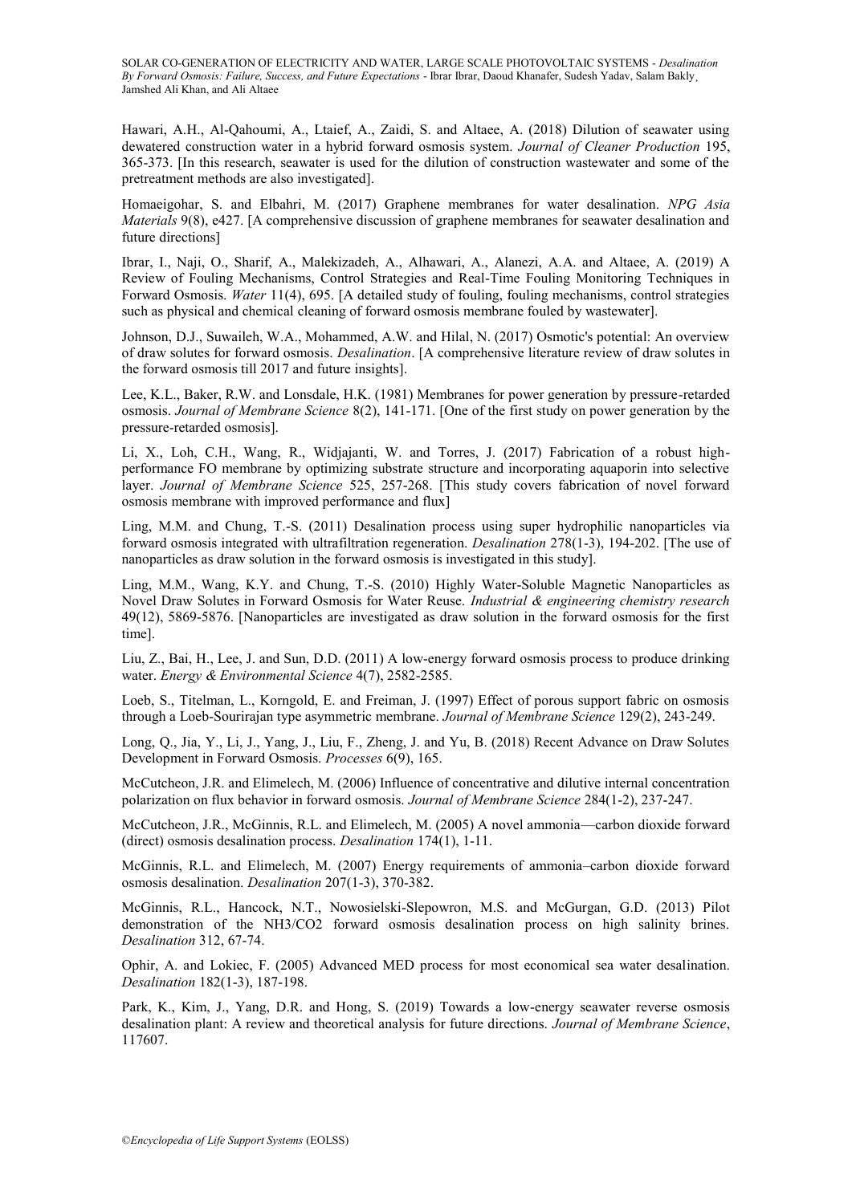Hawari, A.H., Al-Qahoumi, A., Ltaief, A., Zaidi, S. and Altaee, A. (2018) Dilution of seawater using dewatered construction water in a hybrid forward osmosis system. *Journal of Cleaner Production* 195, 365-373. [In this research, seawater is used for the dilution of construction wastewater and some of the pretreatment methods are also investigated].

Homaeigohar, S. and Elbahri, M. (2017) Graphene membranes for water desalination. *NPG Asia Materials* 9(8), e427. [A comprehensive discussion of graphene membranes for seawater desalination and future directions]

Ibrar, I., Naji, O., Sharif, A., Malekizadeh, A., Alhawari, A., Alanezi, A.A. and Altaee, A. (2019) A Review of Fouling Mechanisms, Control Strategies and Real-Time Fouling Monitoring Techniques in Forward Osmosis. *Water* 11(4), 695. [A detailed study of fouling, fouling mechanisms, control strategies such as physical and chemical cleaning of forward osmosis membrane fouled by wastewater].

Johnson, D.J., Suwaileh, W.A., Mohammed, A.W. and Hilal, N. (2017) Osmotic's potential: An overview of draw solutes for forward osmosis. *Desalination*. [A comprehensive literature review of draw solutes in the forward osmosis till 2017 and future insights].

Lee, K.L., Baker, R.W. and Lonsdale, H.K. (1981) Membranes for power generation by pressure-retarded osmosis. *Journal of Membrane Science* 8(2), 141-171. [One of the first study on power generation by the pressure-retarded osmosis].

Li, X., Loh, C.H., Wang, R., Widjajanti, W. and Torres, J. (2017) Fabrication of a robust high-performance FO membrane by optimizing substrate structure and incorporating aquaporin into selective layer. *Journal of Membrane Science* 525, 257-268. [This study covers fabrication of novel forward osmosis membrane with improved performance and flux]

Ling, M.M. and Chung, T.-S. (2011) Desalination process using super hydrophilic nanoparticles via forward osmosis integrated with ultrafiltration regeneration. *Desalination* 278(1-3), 194-202. [The use of nanoparticles as draw solution in the forward osmosis is investigated in this study].

Ling, M.M., Wang, K.Y. and Chung, T.-S. (2010) Highly Water-Soluble Magnetic Nanoparticles as Novel Draw Solutes in Forward Osmosis for Water Reuse. *Industrial & engineering chemistry research* 49(12), 5869-5876. [Nanoparticles are investigated as draw solution in the forward osmosis for the first time].

Liu, Z., Bai, H., Lee, J. and Sun, D.D. (2011) A low-energy forward osmosis process to produce drinking water. *Energy & Environmental Science* 4(7), 2582-2585.

Loeb, S., Titelman, L., Korngold, E. and Freiman, J. (1997) Effect of porous support fabric on osmosis through a Loeb-Sourirajan type asymmetric membrane. *Journal of Membrane Science* 129(2), 243-249.

Long, Q., Jia, Y., Li, J., Yang, J., Liu, F., Zheng, J. and Yu, B. (2018) Recent Advance on Draw Solutes Development in Forward Osmosis. *Processes* 6(9), 165.

McCutcheon, J.R. and Elimelech, M. (2006) Influence of concentrative and dilutive internal concentration polarization on flux behavior in forward osmosis. *Journal of Membrane Science* 284(1-2), 237-247.

McCutcheon, J.R., McGinnis, R.L. and Elimelech, M. (2005) A novel ammonia—carbon dioxide forward (direct) osmosis desalination process. *Desalination* 174(1), 1-11.

McGinnis, R.L. and Elimelech, M. (2007) Energy requirements of ammonia–carbon dioxide forward osmosis desalination. *Desalination* 207(1-3), 370-382.

McGinnis, R.L., Hancock, N.T., Nowosielski-Slepowron, M.S. and McGurgan, G.D. (2013) Pilot demonstration of the $NH_3/CO_2$ forward osmosis desalination process on high salinity brines. *Desalination* 312, 67-74.

Ophir, A. and Lokiec, F. (2005) Advanced MED process for most economical sea water desalination. *Desalination* 182(1-3), 187-198.

Park, K., Kim, J., Yang, D.R. and Hong, S. (2019) Towards a low-energy seawater reverse osmosis desalination plant: A review and theoretical analysis for future directions. *Journal of Membrane Science*, 117607.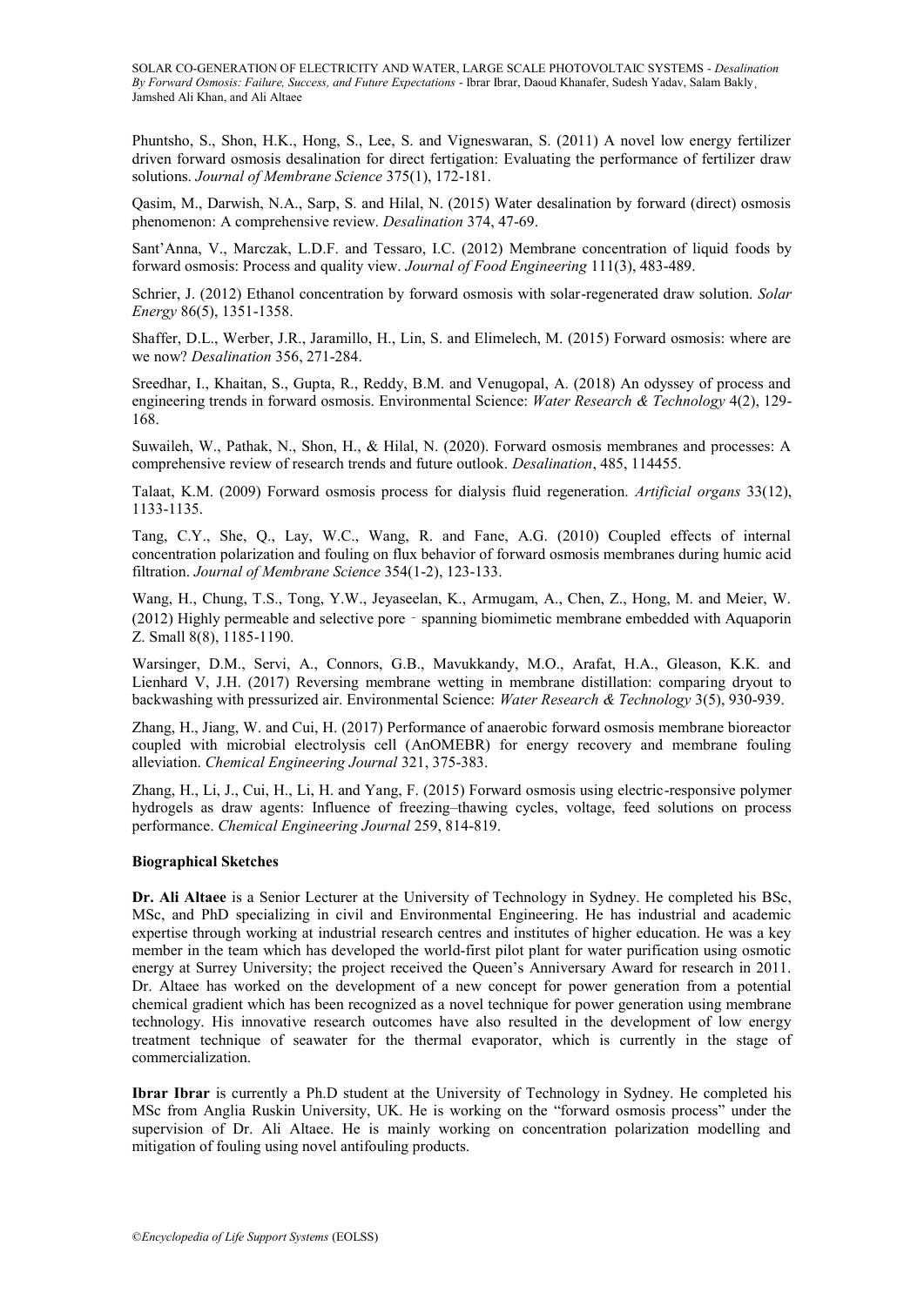Phuntsho, S., Shon, H.K., Hong, S., Lee, S. and Vigneswaran, S. (2011) A novel low energy fertilizer driven forward osmosis desalination for direct fertigation: Evaluating the performance of fertilizer draw solutions. *Journal of Membrane Science* 375(1), 172-181.

Qasim, M., Darwish, N.A., Sarp, S. and Hilal, N. (2015) Water desalination by forward (direct) osmosis phenomenon: A comprehensive review. *Desalination* 374, 47-69.

Sant'Anna, V., Marczak, L.D.F. and Tessaro, I.C. (2012) Membrane concentration of liquid foods by forward osmosis: Process and quality view. *Journal of Food Engineering* 111(3), 483-489.

Schrier, J. (2012) Ethanol concentration by forward osmosis with solar-regenerated draw solution. *Solar Energy* 86(5), 1351-1358.

Shaffer, D.L., Werber, J.R., Jaramillo, H., Lin, S. and Elimelech, M. (2015) Forward osmosis: where are we now? *Desalination* 356, 271-284.

Sreedhar, I., Khaitan, S., Gupta, R., Reddy, B.M. and Venugopal, A. (2018) An odyssey of process and engineering trends in forward osmosis. Environmental Science: *Water Research & Technology* 4(2), 129-168.

Suwaileh, W., Pathak, N., Shon, H., & Hilal, N. (2020). Forward osmosis membranes and processes: A comprehensive review of research trends and future outlook. *Desalination*, 485, 114455.

Talaat, K.M. (2009) Forward osmosis process for dialysis fluid regeneration. *Artificial organs* 33(12), 1133-1135.

Tang, C.Y., She, Q., Lay, W.C., Wang, R. and Fane, A.G. (2010) Coupled effects of internal concentration polarization and fouling on flux behavior of forward osmosis membranes during humic acid filtration. *Journal of Membrane Science* 354(1-2), 123-133.

Wang, H., Chung, T.S., Tong, Y.W., Jeyaseelan, K., Armugam, A., Chen, Z., Hong, M. and Meier, W. (2012) Highly permeable and selective pore‐spanning biomimetic membrane embedded with Aquaporin Z. Small 8(8), 1185-1190.

Warsinger, D.M., Servi, A., Connors, G.B., Mavukkandy, M.O., Arafat, H.A., Gleason, K.K. and Lienhard V, J.H. (2017) Reversing membrane wetting in membrane distillation: comparing dryout to backwashing with pressurized air. Environmental Science: *Water Research & Technology* 3(5), 930-939.

Zhang, H., Jiang, W. and Cui, H. (2017) Performance of anaerobic forward osmosis membrane bioreactor coupled with microbial electrolysis cell (AnOMEBR) for energy recovery and membrane fouling alleviation. *Chemical Engineering Journal* 321, 375-383.

Zhang, H., Li, J., Cui, H., Li, H. and Yang, F. (2015) Forward osmosis using electric-responsive polymer hydrogels as draw agents: Influence of freezing–thawing cycles, voltage, feed solutions on process performance. *Chemical Engineering Journal* 259, 814-819.

### Biographical Sketches

**Dr. Ali Altaee** is a Senior Lecturer at the University of Technology in Sydney. He completed his BSc, MSc, and PhD specializing in civil and Environmental Engineering. He has industrial and academic expertise through working at industrial research centres and institutes of higher education. He was a key member in the team which has developed the world-first pilot plant for water purification using osmotic energy at Surrey University; the project received the Queen's Anniversary Award for research in 2011. Dr. Altaee has worked on the development of a new concept for power generation from a potential chemical gradient which has been recognized as a novel technique for power generation using membrane technology. His innovative research outcomes have also resulted in the development of low energy treatment technique of seawater for the thermal evaporator, which is currently in the stage of commercialization.

**Ibrar Ibrar** is currently a Ph.D student at the University of Technology in Sydney. He completed his MSc from Anglia Ruskin University, UK. He is working on the "forward osmosis process" under the supervision of Dr. Ali Altaee. He is mainly working on concentration polarization modelling and mitigation of fouling using novel antifouling products.